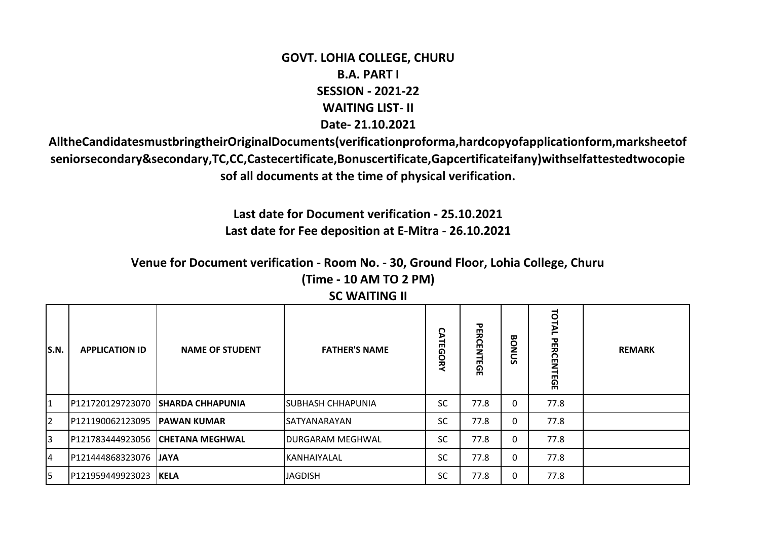# GOVT. LOHIA COLLEGE, CHURU

## B.A. PART I

## SESSION - 2021-22

## WAITING LIST- II

## Date- 21.10.2021

**AlltheCandidatesmustbringtheirOriginalDocuments(verificationproforma,hardcopyofapplicationform,marksheetof seniorsecondary&secondary,TC,CC,Castecertificate,Bonuscertificate,Gapcertificateifany)withselfattestedtwocopie sof all documents at the time of physical verification.**

**Last date for Document verification - 25.10.2021**
**Last date for Fee deposition at E-Mitra - 26.10.2021**

**Venue for Document verification - Room No. - 30, Ground Floor, Lohia College, Churu**
**(Time - 10 AM TO 2 PM)**

**SC WAITING II**

| S.N. | APPLICATION ID | NAME OF STUDENT | FATHER'S NAME | CATEGORY | PERCENTEGE | BONUS | TOTAL PERCENTEGE | REMARK |
|---|---|---|---|---|---|---|---|---|
| 1 | P121720129723070 | **SHARDA CHHAPUNIA** | SUBHASH CHHAPUNIA | SC | 77.8 | 0 | 77.8 | |
| 2 | P121190062123095 | **PAWAN KUMAR** | SATYANARAYAN | SC | 77.8 | 0 | 77.8 | |
| 3 | P121783444923056 | **CHETANA MEGHWAL** | DURGARAM MEGHWAL | SC | 77.8 | 0 | 77.8 | |
| 4 | P121444868323076 | **JAYA** | KANHAIYALAL | SC | 77.8 | 0 | 77.8 | |
| 5 | P121959449923023 | **KELA** | JAGDISH | SC | 77.8 | 0 | 77.8 | |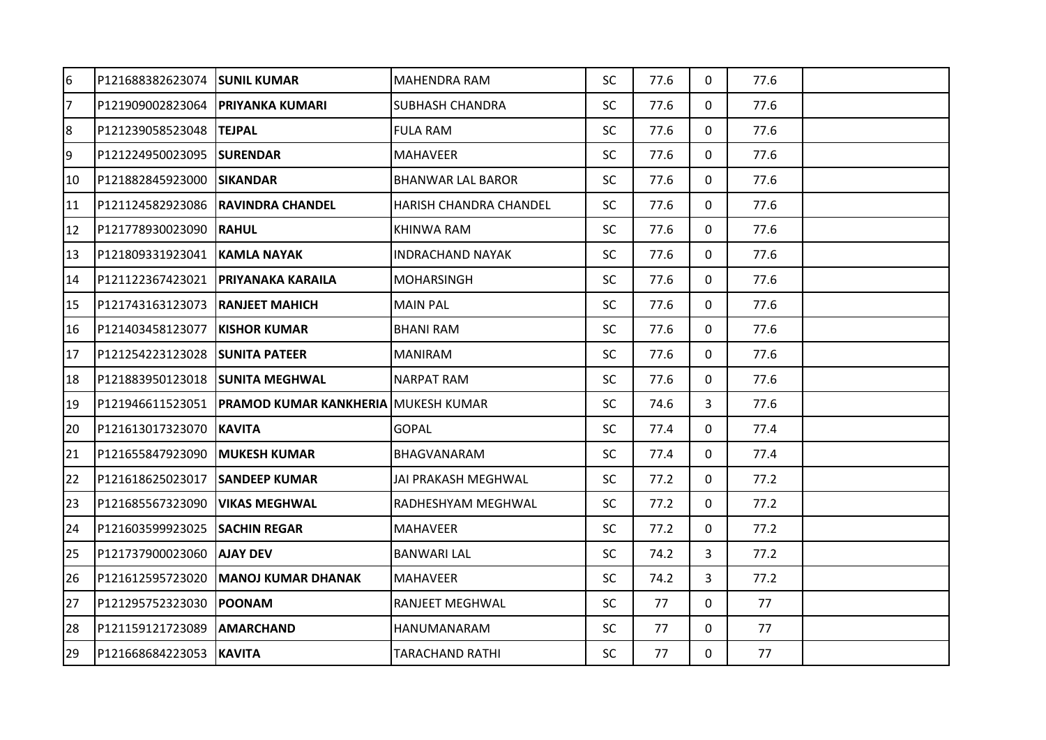| | | | | | | | | |
|---|---|---|---|---|---|---|---|---|
| 6 | P121688382623074 | **SUNIL KUMAR** | MAHENDRA RAM | SC | 77.6 | 0 | 77.6 | |
| 7 | P121909002823064 | **PRIYANKA KUMARI** | SUBHASH CHANDRA | SC | 77.6 | 0 | 77.6 | |
| 8 | P121239058523048 | **TEJPAL** | FULA RAM | SC | 77.6 | 0 | 77.6 | |
| 9 | P121224950023095 | **SURENDAR** | MAHAVEER | SC | 77.6 | 0 | 77.6 | |
| 10 | P121882845923000 | **SIKANDAR** | BHANWAR LAL BAROR | SC | 77.6 | 0 | 77.6 | |
| 11 | P121124582923086 | **RAVINDRA CHANDEL** | HARISH CHANDRA CHANDEL | SC | 77.6 | 0 | 77.6 | |
| 12 | P121778930023090 | **RAHUL** | KHINWA RAM | SC | 77.6 | 0 | 77.6 | |
| 13 | P121809331923041 | **KAMLA NAYAK** | INDRACHAND NAYAK | SC | 77.6 | 0 | 77.6 | |
| 14 | P121122367423021 | **PRIYANAKA KARAILA** | MOHARSINGH | SC | 77.6 | 0 | 77.6 | |
| 15 | P121743163123073 | **RANJEET MAHICH** | MAIN PAL | SC | 77.6 | 0 | 77.6 | |
| 16 | P121403458123077 | **KISHOR KUMAR** | BHANI RAM | SC | 77.6 | 0 | 77.6 | |
| 17 | P121254223123028 | **SUNITA PATEER** | MANIRAM | SC | 77.6 | 0 | 77.6 | |
| 18 | P121883950123018 | **SUNITA MEGHWAL** | NARPAT RAM | SC | 77.6 | 0 | 77.6 | |
| 19 | P121946611523051 | **PRAMOD KUMAR KANKHERIA** | MUKESH KUMAR | SC | 74.6 | 3 | 77.6 | |
| 20 | P121613017323070 | **KAVITA** | GOPAL | SC | 77.4 | 0 | 77.4 | |
| 21 | P121655847923090 | **MUKESH KUMAR** | BHAGVANARAM | SC | 77.4 | 0 | 77.4 | |
| 22 | P121618625023017 | **SANDEEP KUMAR** | JAI PRAKASH MEGHWAL | SC | 77.2 | 0 | 77.2 | |
| 23 | P121685567323090 | **VIKAS MEGHWAL** | RADHESHYAM MEGHWAL | SC | 77.2 | 0 | 77.2 | |
| 24 | P121603599923025 | **SACHIN REGAR** | MAHAVEER | SC | 77.2 | 0 | 77.2 | |
| 25 | P121737900023060 | **AJAY DEV** | BANWARI LAL | SC | 74.2 | 3 | 77.2 | |
| 26 | P121612595723020 | **MANOJ KUMAR DHANAK** | MAHAVEER | SC | 74.2 | 3 | 77.2 | |
| 27 | P121295752323030 | **POONAM** | RANJEET MEGHWAL | SC | 77 | 0 | 77 | |
| 28 | P121159121723089 | **AMARCHAND** | HANUMANARAM | SC | 77 | 0 | 77 | |
| 29 | P121668684223053 | **KAVITA** | TARACHAND RATHI | SC | 77 | 0 | 77 | |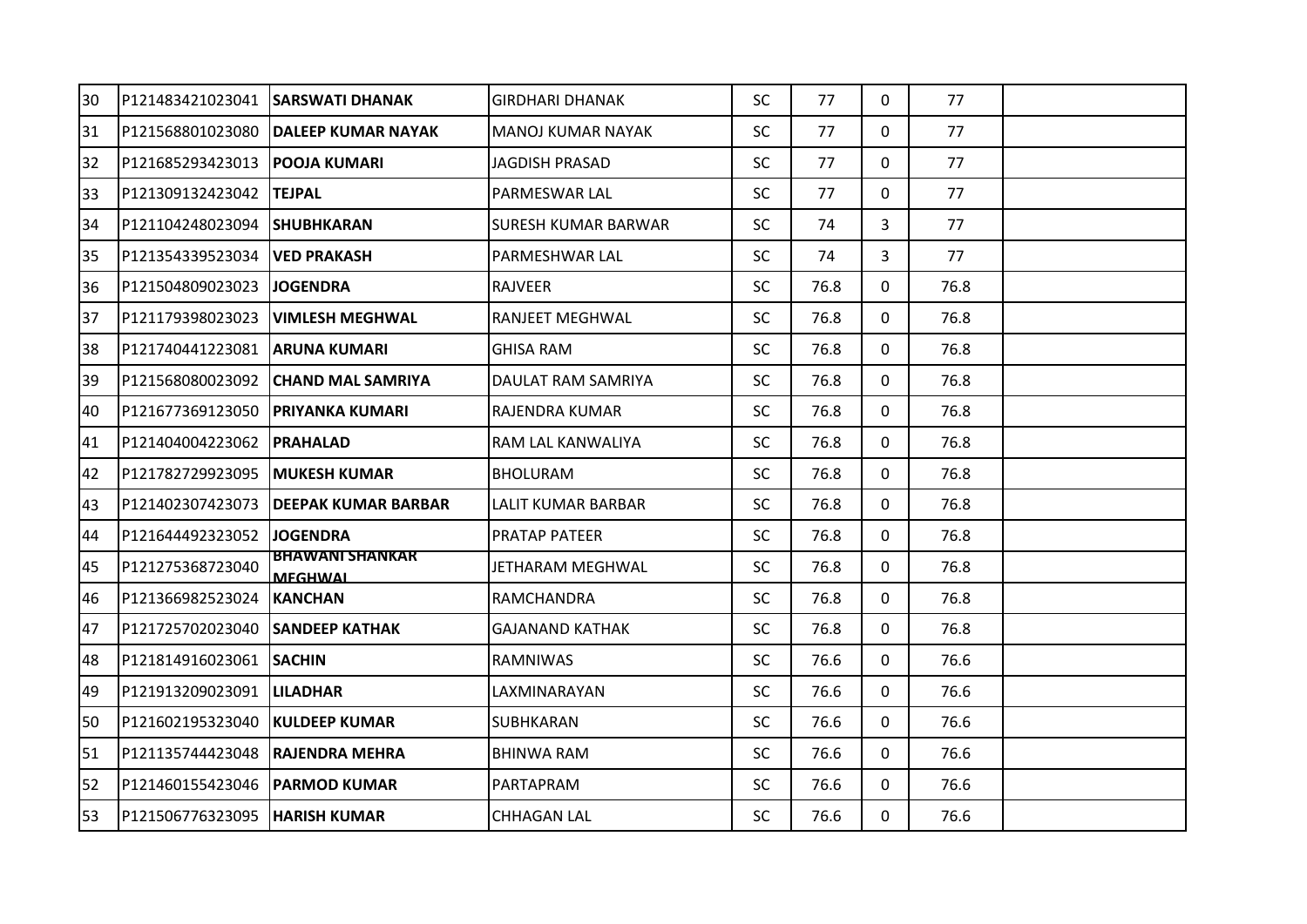| | | | | | | | | |
|---|---|---|---|---|---|---|---|---|
| 30 | P121483421023041 | **SARSWATI DHANAK** | GIRDHARI DHANAK | SC | 77 | 0 | 77 | |
| 31 | P121568801023080 | **DALEEP KUMAR NAYAK** | MANOJ KUMAR NAYAK | SC | 77 | 0 | 77 | |
| 32 | P121685293423013 | **POOJA KUMARI** | JAGDISH PRASAD | SC | 77 | 0 | 77 | |
| 33 | P121309132423042 | **TEJPAL** | PARMESWAR LAL | SC | 77 | 0 | 77 | |
| 34 | P121104248023094 | **SHUBHKARAN** | SURESH KUMAR BARWAR | SC | 74 | 3 | 77 | |
| 35 | P121354339523034 | **VED PRAKASH** | PARMESHWAR LAL | SC | 74 | 3 | 77 | |
| 36 | P121504809023023 | **JOGENDRA** | RAJVEER | SC | 76.8 | 0 | 76.8 | |
| 37 | P121179398023023 | **VIMLESH MEGHWAL** | RANJEET MEGHWAL | SC | 76.8 | 0 | 76.8 | |
| 38 | P121740441223081 | **ARUNA KUMARI** | GHISA RAM | SC | 76.8 | 0 | 76.8 | |
| 39 | P121568080023092 | **CHAND MAL SAMRIYA** | DAULAT RAM SAMRIYA | SC | 76.8 | 0 | 76.8 | |
| 40 | P121677369123050 | **PRIYANKA KUMARI** | RAJENDRA KUMAR | SC | 76.8 | 0 | 76.8 | |
| 41 | P121404004223062 | **PRAHALAD** | RAM LAL KANWALIYA | SC | 76.8 | 0 | 76.8 | |
| 42 | P121782729923095 | **MUKESH KUMAR** | BHOLURAM | SC | 76.8 | 0 | 76.8 | |
| 43 | P121402307423073 | **DEEPAK KUMAR BARBAR** | LALIT KUMAR BARBAR | SC | 76.8 | 0 | 76.8 | |
| 44 | P121644492323052 | **JOGENDRA** | PRATAP PATEER | SC | 76.8 | 0 | 76.8 | |
| 45 | P121275368723040 | **BHAWANI SHANKAR MEGHWAL** | JETHARAM MEGHWAL | SC | 76.8 | 0 | 76.8 | |
| 46 | P121366982523024 | **KANCHAN** | RAMCHANDRA | SC | 76.8 | 0 | 76.8 | |
| 47 | P121725702023040 | **SANDEEP KATHAK** | GAJANAND KATHAK | SC | 76.8 | 0 | 76.8 | |
| 48 | P121814916023061 | **SACHIN** | RAMNIWAS | SC | 76.6 | 0 | 76.6 | |
| 49 | P121913209023091 | **LILADHAR** | LAXMINARAYAN | SC | 76.6 | 0 | 76.6 | |
| 50 | P121602195323040 | **KULDEEP KUMAR** | SUBHKARAN | SC | 76.6 | 0 | 76.6 | |
| 51 | P121135744423048 | **RAJENDRA MEHRA** | BHINWA RAM | SC | 76.6 | 0 | 76.6 | |
| 52 | P121460155423046 | **PARMOD KUMAR** | PARTAPRAM | SC | 76.6 | 0 | 76.6 | |
| 53 | P121506776323095 | **HARISH KUMAR** | CHHAGAN LAL | SC | 76.6 | 0 | 76.6 | |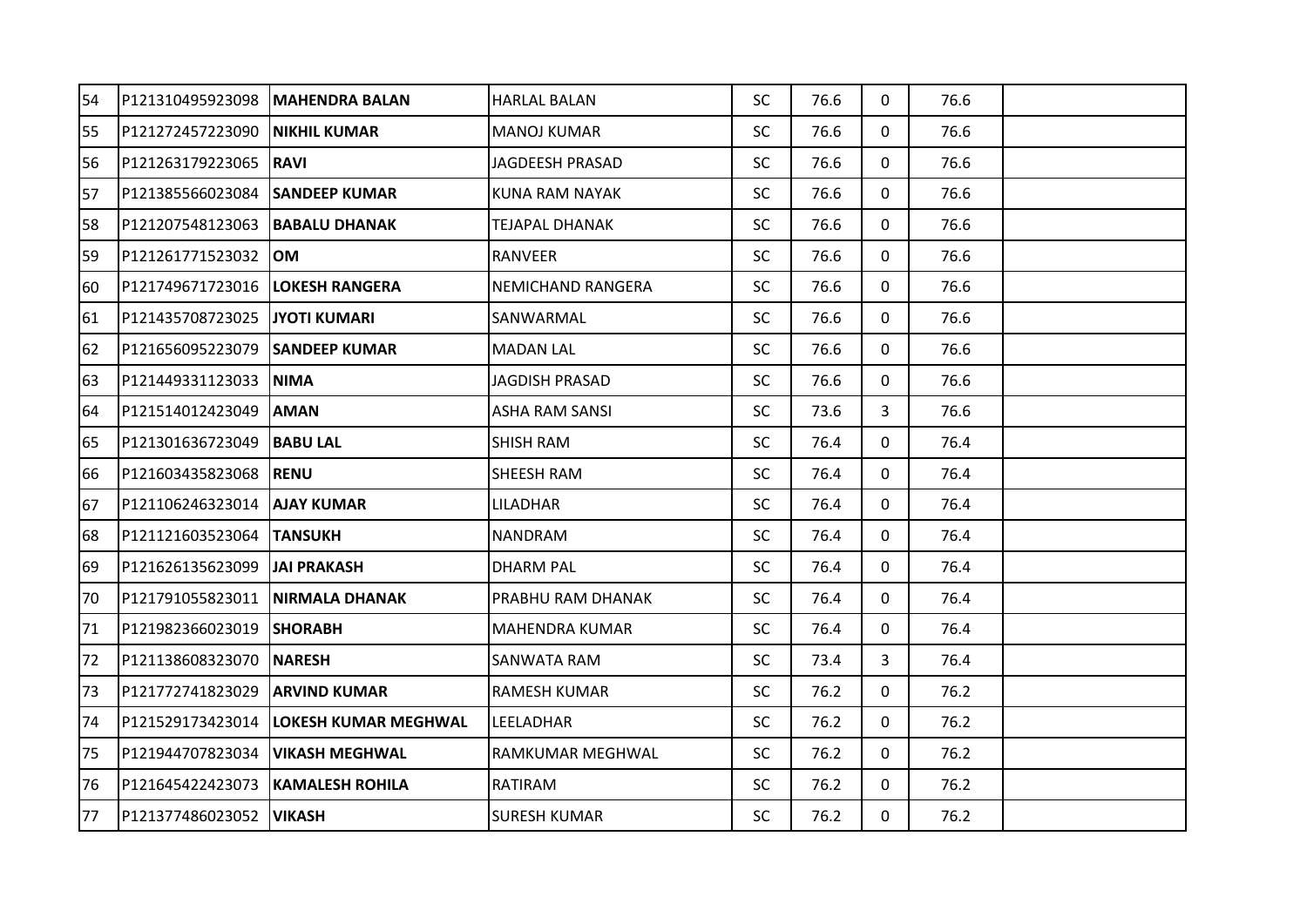| | | | | | | | | |
|---|---|---|---|---|---|---|---|---|
| 54 | P121310495923098 | **MAHENDRA BALAN** | HARLAL BALAN | SC | 76.6 | 0 | 76.6 | |
| 55 | P121272457223090 | **NIKHIL KUMAR** | MANOJ KUMAR | SC | 76.6 | 0 | 76.6 | |
| 56 | P121263179223065 | **RAVI** | JAGDEESH PRASAD | SC | 76.6 | 0 | 76.6 | |
| 57 | P121385566023084 | **SANDEEP KUMAR** | KUNA RAM NAYAK | SC | 76.6 | 0 | 76.6 | |
| 58 | P121207548123063 | **BABALU DHANAK** | TEJAPAL DHANAK | SC | 76.6 | 0 | 76.6 | |
| 59 | P121261771523032 | **OM** | RANVEER | SC | 76.6 | 0 | 76.6 | |
| 60 | P121749671723016 | **LOKESH RANGERA** | NEMICHAND RANGERA | SC | 76.6 | 0 | 76.6 | |
| 61 | P121435708723025 | **JYOTI KUMARI** | SANWARMAL | SC | 76.6 | 0 | 76.6 | |
| 62 | P121656095223079 | **SANDEEP KUMAR** | MADAN LAL | SC | 76.6 | 0 | 76.6 | |
| 63 | P121449331123033 | **NIMA** | JAGDISH PRASAD | SC | 76.6 | 0 | 76.6 | |
| 64 | P121514012423049 | **AMAN** | ASHA RAM SANSI | SC | 73.6 | 3 | 76.6 | |
| 65 | P121301636723049 | **BABU LAL** | SHISH RAM | SC | 76.4 | 0 | 76.4 | |
| 66 | P121603435823068 | **RENU** | SHEESH RAM | SC | 76.4 | 0 | 76.4 | |
| 67 | P121106246323014 | **AJAY KUMAR** | LILADHAR | SC | 76.4 | 0 | 76.4 | |
| 68 | P121121603523064 | **TANSUKH** | NANDRAM | SC | 76.4 | 0 | 76.4 | |
| 69 | P121626135623099 | **JAI PRAKASH** | DHARM PAL | SC | 76.4 | 0 | 76.4 | |
| 70 | P121791055823011 | **NIRMALA DHANAK** | PRABHU RAM DHANAK | SC | 76.4 | 0 | 76.4 | |
| 71 | P121982366023019 | **SHORABH** | MAHENDRA KUMAR | SC | 76.4 | 0 | 76.4 | |
| 72 | P121138608323070 | **NARESH** | SANWATA RAM | SC | 73.4 | 3 | 76.4 | |
| 73 | P121772741823029 | **ARVIND KUMAR** | RAMESH KUMAR | SC | 76.2 | 0 | 76.2 | |
| 74 | P121529173423014 | **LOKESH KUMAR MEGHWAL** | LEELADHAR | SC | 76.2 | 0 | 76.2 | |
| 75 | P121944707823034 | **VIKASH MEGHWAL** | RAMKUMAR MEGHWAL | SC | 76.2 | 0 | 76.2 | |
| 76 | P121645422423073 | **KAMALESH ROHILA** | RATIRAM | SC | 76.2 | 0 | 76.2 | |
| 77 | P121377486023052 | **VIKASH** | SURESH KUMAR | SC | 76.2 | 0 | 76.2 | |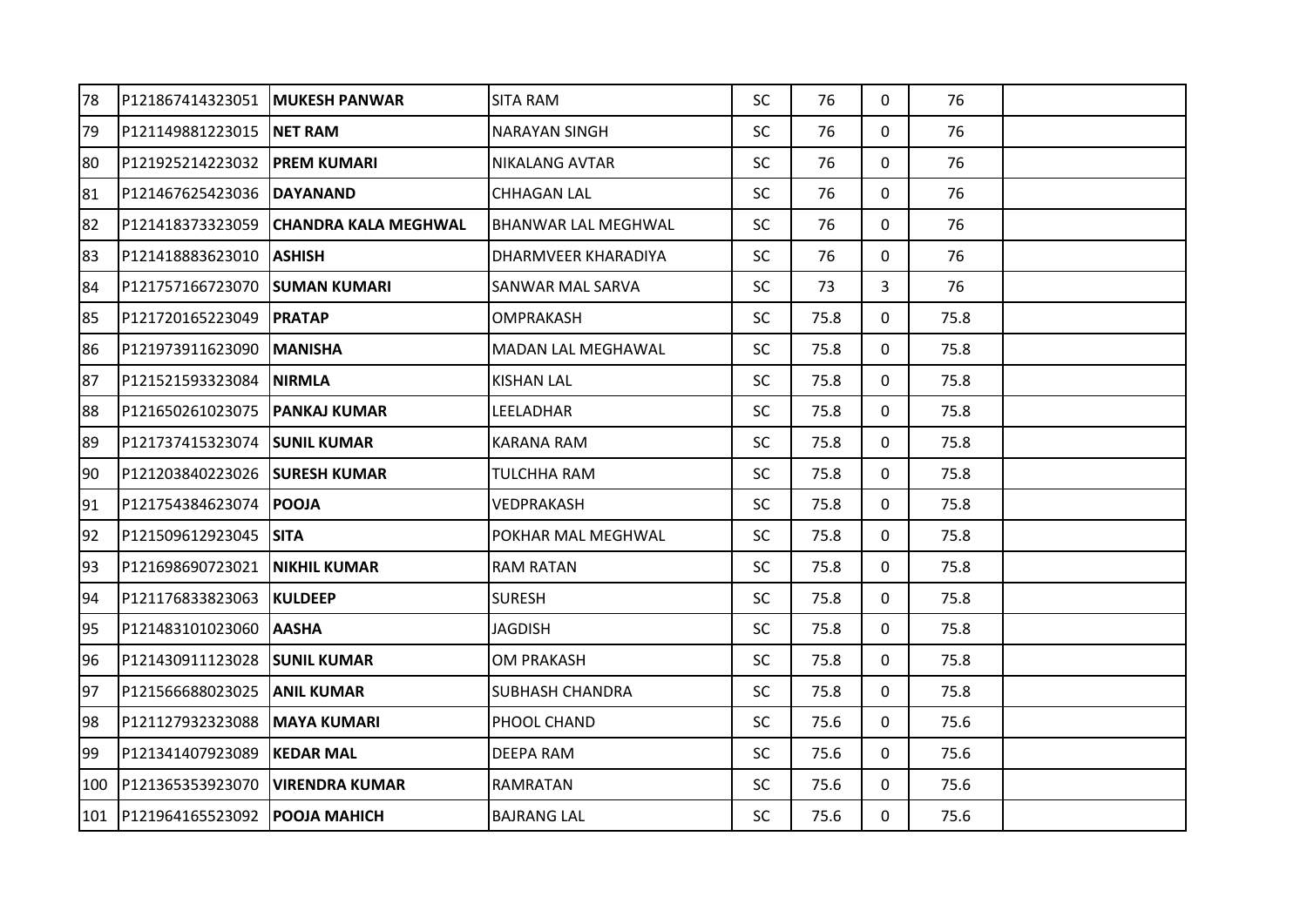| | | | | | | | | |
|---|---|---|---|---|---|---|---|---|
| 78 | P121867414323051 | **MUKESH PANWAR** | SITA RAM | SC | 76 | 0 | 76 | |
| 79 | P121149881223015 | **NET RAM** | NARAYAN SINGH | SC | 76 | 0 | 76 | |
| 80 | P121925214223032 | **PREM KUMARI** | NIKALANG AVTAR | SC | 76 | 0 | 76 | |
| 81 | P121467625423036 | **DAYANAND** | CHHAGAN LAL | SC | 76 | 0 | 76 | |
| 82 | P121418373323059 | **CHANDRA KALA MEGHWAL** | BHANWAR LAL MEGHWAL | SC | 76 | 0 | 76 | |
| 83 | P121418883623010 | **ASHISH** | DHARMVEER KHARADIYA | SC | 76 | 0 | 76 | |
| 84 | P121757166723070 | **SUMAN KUMARI** | SANWAR MAL SARVA | SC | 73 | 3 | 76 | |
| 85 | P121720165223049 | **PRATAP** | OMPRAKASH | SC | 75.8 | 0 | 75.8 | |
| 86 | P121973911623090 | **MANISHA** | MADAN LAL MEGHAWAL | SC | 75.8 | 0 | 75.8 | |
| 87 | P121521593323084 | **NIRMLA** | KISHAN LAL | SC | 75.8 | 0 | 75.8 | |
| 88 | P121650261023075 | **PANKAJ KUMAR** | LEELADHAR | SC | 75.8 | 0 | 75.8 | |
| 89 | P121737415323074 | **SUNIL KUMAR** | KARANA RAM | SC | 75.8 | 0 | 75.8 | |
| 90 | P121203840223026 | **SURESH KUMAR** | TULCHHA RAM | SC | 75.8 | 0 | 75.8 | |
| 91 | P121754384623074 | **POOJA** | VEDPRAKASH | SC | 75.8 | 0 | 75.8 | |
| 92 | P121509612923045 | **SITA** | POKHAR MAL MEGHWAL | SC | 75.8 | 0 | 75.8 | |
| 93 | P121698690723021 | **NIKHIL KUMAR** | RAM RATAN | SC | 75.8 | 0 | 75.8 | |
| 94 | P121176833823063 | **KULDEEP** | SURESH | SC | 75.8 | 0 | 75.8 | |
| 95 | P121483101023060 | **AASHA** | JAGDISH | SC | 75.8 | 0 | 75.8 | |
| 96 | P121430911123028 | **SUNIL KUMAR** | OM PRAKASH | SC | 75.8 | 0 | 75.8 | |
| 97 | P121566688023025 | **ANIL KUMAR** | SUBHASH CHANDRA | SC | 75.8 | 0 | 75.8 | |
| 98 | P121127932323088 | **MAYA KUMARI** | PHOOL CHAND | SC | 75.6 | 0 | 75.6 | |
| 99 | P121341407923089 | **KEDAR MAL** | DEEPA RAM | SC | 75.6 | 0 | 75.6 | |
| 100 | P121365353923070 | **VIRENDRA KUMAR** | RAMRATAN | SC | 75.6 | 0 | 75.6 | |
| 101 | P121964165523092 | **POOJA MAHICH** | BAJRANG LAL | SC | 75.6 | 0 | 75.6 | |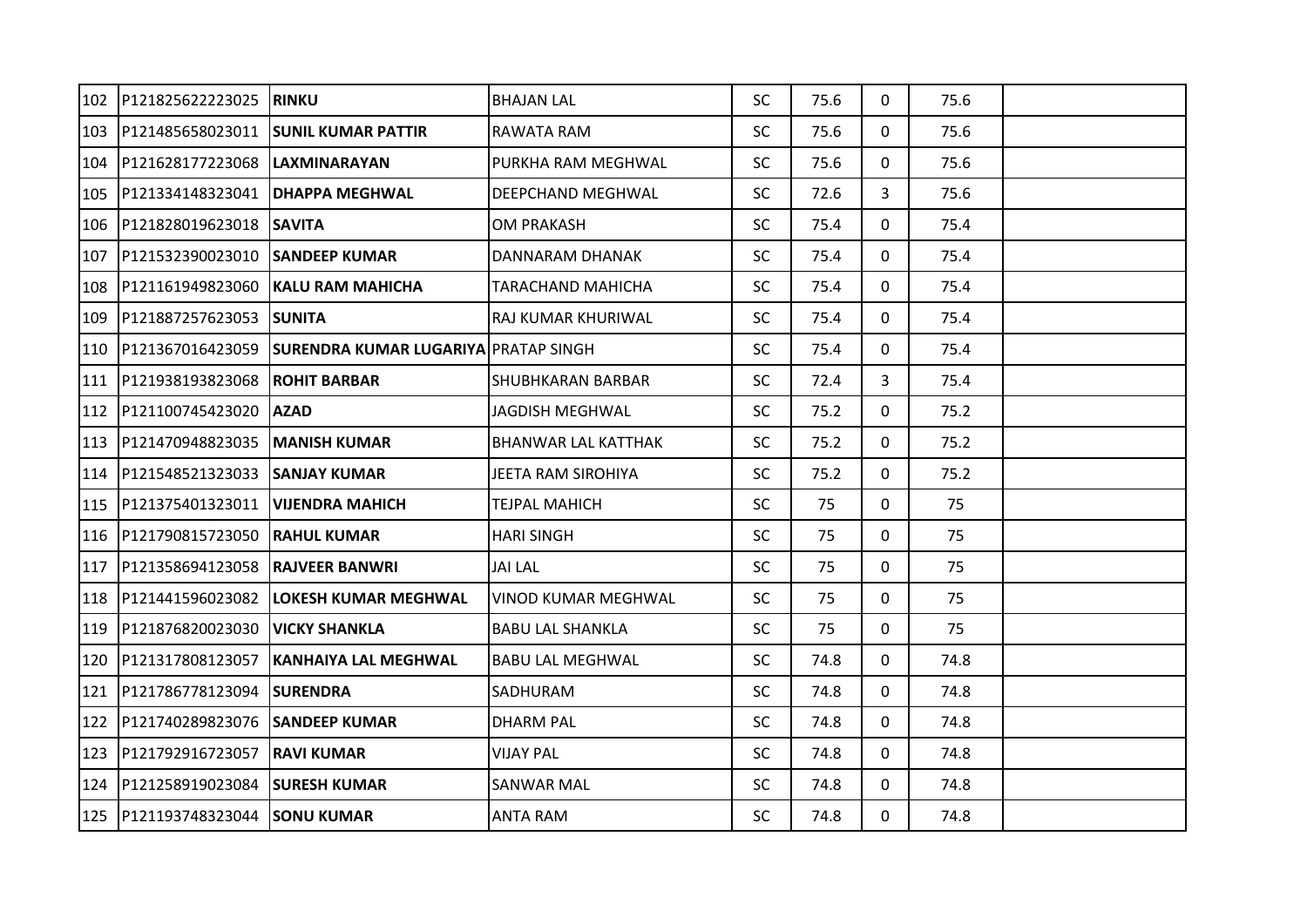| | | | | | | | | |
|---|---|---|---|---|---|---|---|---|
| 102 | P121825622223025 | **RINKU** | BHAJAN LAL | SC | 75.6 | 0 | 75.6 | |
| 103 | P121485658023011 | **SUNIL KUMAR PATTIR** | RAWATA RAM | SC | 75.6 | 0 | 75.6 | |
| 104 | P121628177223068 | **LAXMINARAYAN** | PURKHA RAM MEGHWAL | SC | 75.6 | 0 | 75.6 | |
| 105 | P121334148323041 | **DHAPPA MEGHWAL** | DEEPCHAND MEGHWAL | SC | 72.6 | 3 | 75.6 | |
| 106 | P121828019623018 | **SAVITA** | OM PRAKASH | SC | 75.4 | 0 | 75.4 | |
| 107 | P121532390023010 | **SANDEEP KUMAR** | DANNARAM DHANAK | SC | 75.4 | 0 | 75.4 | |
| 108 | P121161949823060 | **KALU RAM MAHICHA** | TARACHAND MAHICHA | SC | 75.4 | 0 | 75.4 | |
| 109 | P121887257623053 | **SUNITA** | RAJ KUMAR KHURIWAL | SC | 75.4 | 0 | 75.4 | |
| 110 | P121367016423059 | **SURENDRA KUMAR LUGARIYA** | PRATAP SINGH | SC | 75.4 | 0 | 75.4 | |
| 111 | P121938193823068 | **ROHIT BARBAR** | SHUBHKARAN BARBAR | SC | 72.4 | 3 | 75.4 | |
| 112 | P121100745423020 | **AZAD** | JAGDISH MEGHWAL | SC | 75.2 | 0 | 75.2 | |
| 113 | P121470948823035 | **MANISH KUMAR** | BHANWAR LAL KATTHAK | SC | 75.2 | 0 | 75.2 | |
| 114 | P121548521323033 | **SANJAY KUMAR** | JEETA RAM SIROHIYA | SC | 75.2 | 0 | 75.2 | |
| 115 | P121375401323011 | **VIJENDRA MAHICH** | TEJPAL MAHICH | SC | 75 | 0 | 75 | |
| 116 | P121790815723050 | **RAHUL KUMAR** | HARI SINGH | SC | 75 | 0 | 75 | |
| 117 | P121358694123058 | **RAJVEER BANWRI** | JAI LAL | SC | 75 | 0 | 75 | |
| 118 | P121441596023082 | **LOKESH KUMAR MEGHWAL** | VINOD KUMAR MEGHWAL | SC | 75 | 0 | 75 | |
| 119 | P121876820023030 | **VICKY SHANKLA** | BABU LAL SHANKLA | SC | 75 | 0 | 75 | |
| 120 | P121317808123057 | **KANHAIYA LAL MEGHWAL** | BABU LAL MEGHWAL | SC | 74.8 | 0 | 74.8 | |
| 121 | P121786778123094 | **SURENDRA** | SADHURAM | SC | 74.8 | 0 | 74.8 | |
| 122 | P121740289823076 | **SANDEEP KUMAR** | DHARM PAL | SC | 74.8 | 0 | 74.8 | |
| 123 | P121792916723057 | **RAVI KUMAR** | VIJAY PAL | SC | 74.8 | 0 | 74.8 | |
| 124 | P121258919023084 | **SURESH KUMAR** | SANWAR MAL | SC | 74.8 | 0 | 74.8 | |
| 125 | P121193748323044 | **SONU KUMAR** | ANTA RAM | SC | 74.8 | 0 | 74.8 | |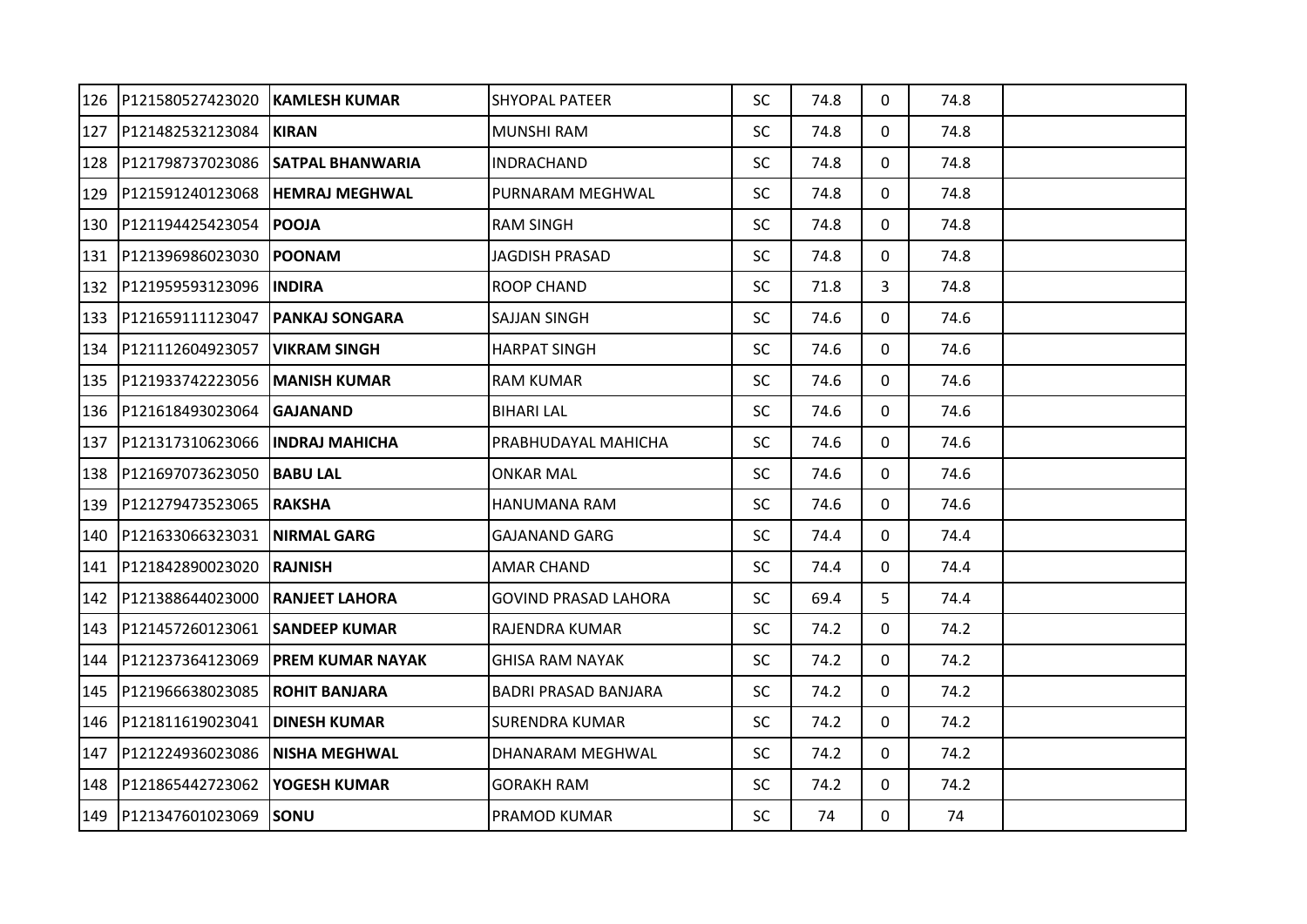| | | | | | | | | |
|---|---|---|---|---|---|---|---|---|
| 126 | P121580527423020 | **KAMLESH KUMAR** | SHYOPAL PATEER | SC | 74.8 | 0 | 74.8 | |
| 127 | P121482532123084 | **KIRAN** | MUNSHI RAM | SC | 74.8 | 0 | 74.8 | |
| 128 | P121798737023086 | **SATPAL BHANWARIA** | INDRACHAND | SC | 74.8 | 0 | 74.8 | |
| 129 | P121591240123068 | **HEMRAJ MEGHWAL** | PURNARAM MEGHWAL | SC | 74.8 | 0 | 74.8 | |
| 130 | P121194425423054 | **POOJA** | RAM SINGH | SC | 74.8 | 0 | 74.8 | |
| 131 | P121396986023030 | **POONAM** | JAGDISH PRASAD | SC | 74.8 | 0 | 74.8 | |
| 132 | P121959593123096 | **INDIRA** | ROOP CHAND | SC | 71.8 | 3 | 74.8 | |
| 133 | P121659111123047 | **PANKAJ SONGARA** | SAJJAN SINGH | SC | 74.6 | 0 | 74.6 | |
| 134 | P121112604923057 | **VIKRAM SINGH** | HARPAT SINGH | SC | 74.6 | 0 | 74.6 | |
| 135 | P121933742223056 | **MANISH KUMAR** | RAM KUMAR | SC | 74.6 | 0 | 74.6 | |
| 136 | P121618493023064 | **GAJANAND** | BIHARI LAL | SC | 74.6 | 0 | 74.6 | |
| 137 | P121317310623066 | **INDRAJ MAHICHA** | PRABHUDAYAL MAHICHA | SC | 74.6 | 0 | 74.6 | |
| 138 | P121697073623050 | **BABU LAL** | ONKAR MAL | SC | 74.6 | 0 | 74.6 | |
| 139 | P121279473523065 | **RAKSHA** | HANUMANA RAM | SC | 74.6 | 0 | 74.6 | |
| 140 | P121633066323031 | **NIRMAL GARG** | GAJANAND GARG | SC | 74.4 | 0 | 74.4 | |
| 141 | P121842890023020 | **RAJNISH** | AMAR CHAND | SC | 74.4 | 0 | 74.4 | |
| 142 | P121388644023000 | **RANJEET LAHORA** | GOVIND PRASAD LAHORA | SC | 69.4 | 5 | 74.4 | |
| 143 | P121457260123061 | **SANDEEP KUMAR** | RAJENDRA KUMAR | SC | 74.2 | 0 | 74.2 | |
| 144 | P121237364123069 | **PREM KUMAR NAYAK** | GHISA RAM NAYAK | SC | 74.2 | 0 | 74.2 | |
| 145 | P121966638023085 | **ROHIT BANJARA** | BADRI PRASAD BANJARA | SC | 74.2 | 0 | 74.2 | |
| 146 | P121811619023041 | **DINESH KUMAR** | SURENDRA KUMAR | SC | 74.2 | 0 | 74.2 | |
| 147 | P121224936023086 | **NISHA MEGHWAL** | DHANARAM MEGHWAL | SC | 74.2 | 0 | 74.2 | |
| 148 | P121865442723062 | **YOGESH KUMAR** | GORAKH RAM | SC | 74.2 | 0 | 74.2 | |
| 149 | P121347601023069 | **SONU** | PRAMOD KUMAR | SC | 74 | 0 | 74 | |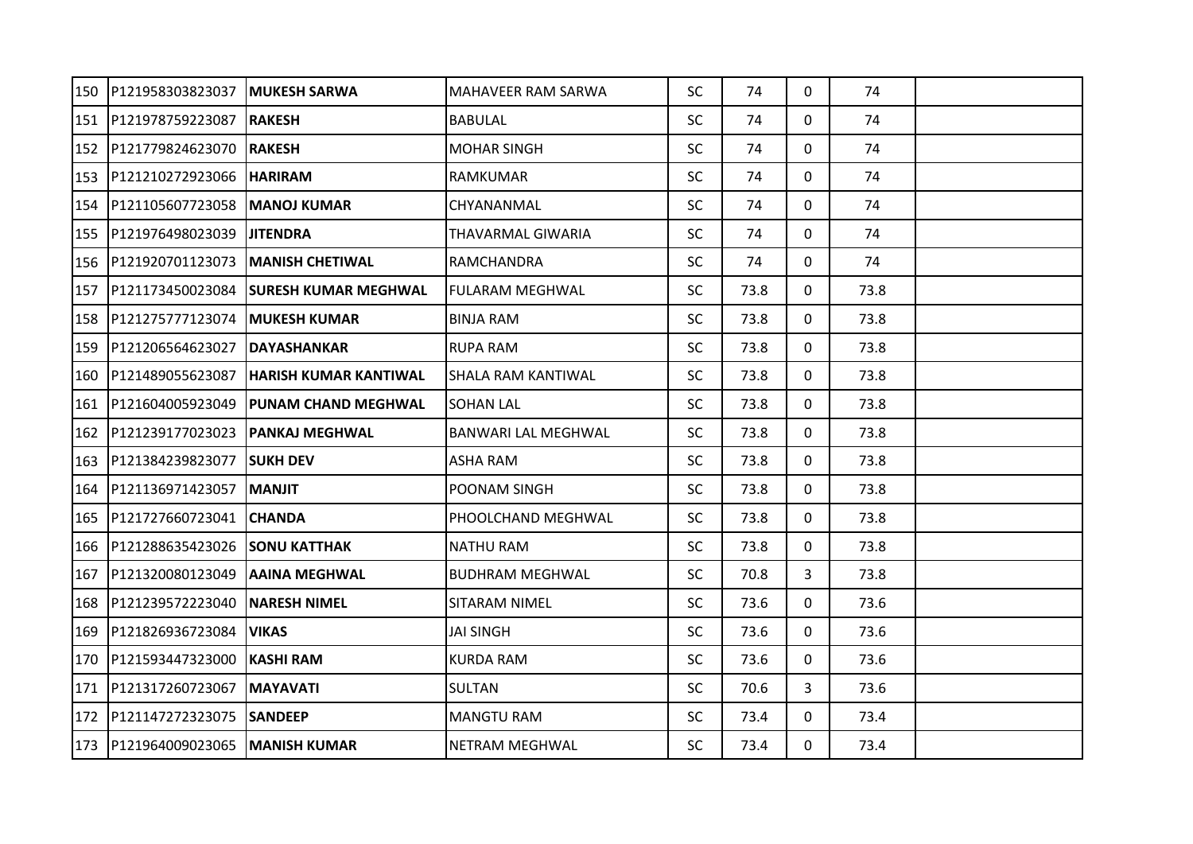| | | | | | | | | |
|---|---|---|---|---|---|---|---|---|
| 150 | P121958303823037 | **MUKESH SARWA** | MAHAVEER RAM SARWA | SC | 74 | 0 | 74 | |
| 151 | P121978759223087 | **RAKESH** | BABULAL | SC | 74 | 0 | 74 | |
| 152 | P121779824623070 | **RAKESH** | MOHAR SINGH | SC | 74 | 0 | 74 | |
| 153 | P121210272923066 | **HARIRAM** | RAMKUMAR | SC | 74 | 0 | 74 | |
| 154 | P121105607723058 | **MANOJ KUMAR** | CHYANANMAL | SC | 74 | 0 | 74 | |
| 155 | P121976498023039 | **JITENDRA** | THAVARMAL GIWARIA | SC | 74 | 0 | 74 | |
| 156 | P121920701123073 | **MANISH CHETIWAL** | RAMCHANDRA | SC | 74 | 0 | 74 | |
| 157 | P121173450023084 | **SURESH KUMAR MEGHWAL** | FULARAM MEGHWAL | SC | 73.8 | 0 | 73.8 | |
| 158 | P121275777123074 | **MUKESH KUMAR** | BINJA RAM | SC | 73.8 | 0 | 73.8 | |
| 159 | P121206564623027 | **DAYASHANKAR** | RUPA RAM | SC | 73.8 | 0 | 73.8 | |
| 160 | P121489055623087 | **HARISH KUMAR KANTIWAL** | SHALA RAM KANTIWAL | SC | 73.8 | 0 | 73.8 | |
| 161 | P121604005923049 | **PUNAM CHAND MEGHWAL** | SOHAN LAL | SC | 73.8 | 0 | 73.8 | |
| 162 | P121239177023023 | **PANKAJ MEGHWAL** | BANWARI LAL MEGHWAL | SC | 73.8 | 0 | 73.8 | |
| 163 | P121384239823077 | **SUKH DEV** | ASHA RAM | SC | 73.8 | 0 | 73.8 | |
| 164 | P121136971423057 | **MANJIT** | POONAM SINGH | SC | 73.8 | 0 | 73.8 | |
| 165 | P121727660723041 | **CHANDA** | PHOOLCHAND MEGHWAL | SC | 73.8 | 0 | 73.8 | |
| 166 | P121288635423026 | **SONU KATTHAK** | NATHU RAM | SC | 73.8 | 0 | 73.8 | |
| 167 | P121320080123049 | **AAINA MEGHWAL** | BUDHRAM MEGHWAL | SC | 70.8 | 3 | 73.8 | |
| 168 | P121239572223040 | **NARESH NIMEL** | SITARAM NIMEL | SC | 73.6 | 0 | 73.6 | |
| 169 | P121826936723084 | **VIKAS** | JAI SINGH | SC | 73.6 | 0 | 73.6 | |
| 170 | P121593447323000 | **KASHI RAM** | KURDA RAM | SC | 73.6 | 0 | 73.6 | |
| 171 | P121317260723067 | **MAYAVATI** | SULTAN | SC | 70.6 | 3 | 73.6 | |
| 172 | P121147272323075 | **SANDEEP** | MANGTU RAM | SC | 73.4 | 0 | 73.4 | |
| 173 | P121964009023065 | **MANISH KUMAR** | NETRAM MEGHWAL | SC | 73.4 | 0 | 73.4 | |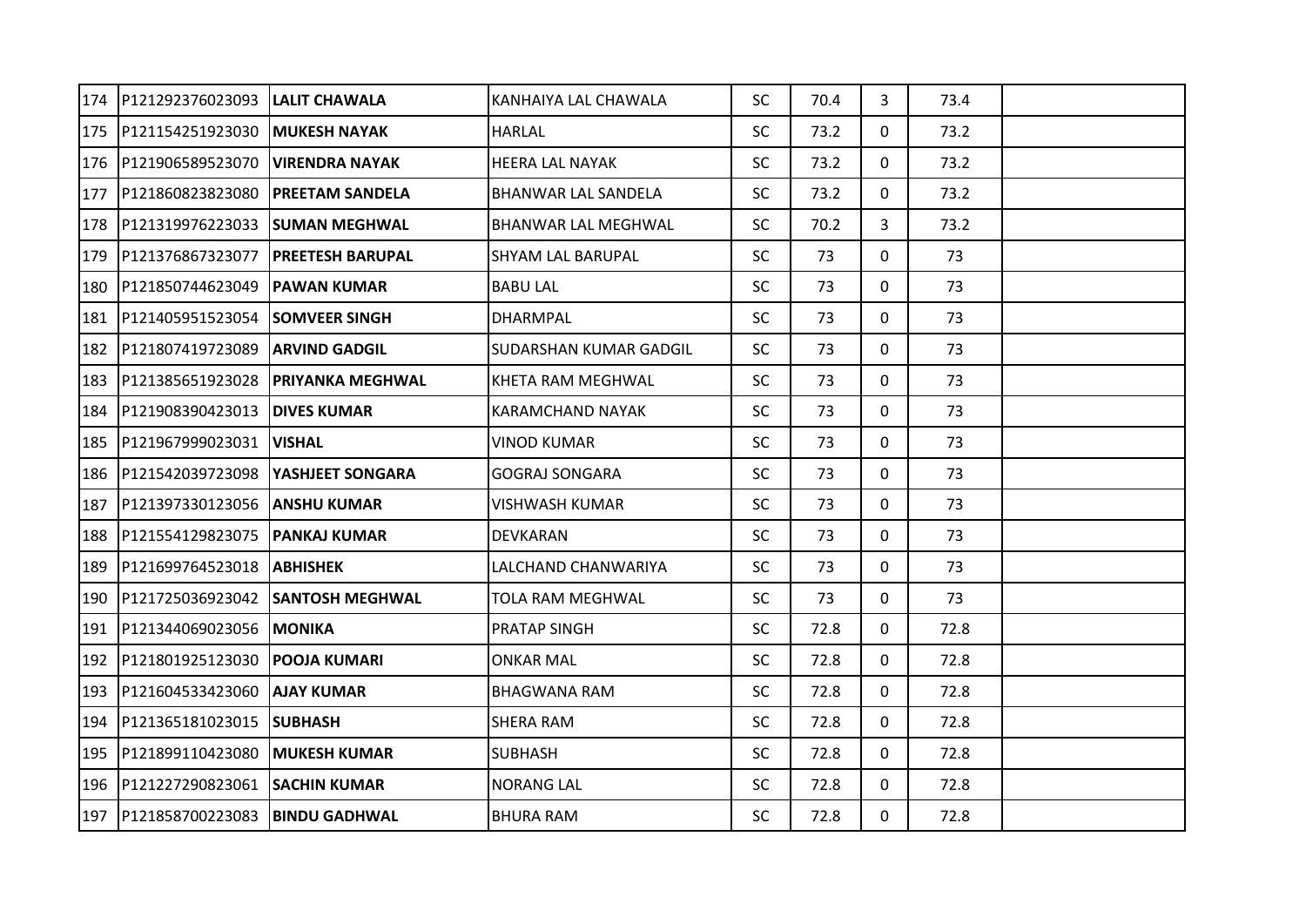| | | | | | | | | |
|---|---|---|---|---|---|---|---|---|
| 174 | P121292376023093 | **LALIT CHAWALA** | KANHAIYA LAL CHAWALA | SC | 70.4 | 3 | 73.4 | |
| 175 | P121154251923030 | **MUKESH NAYAK** | HARLAL | SC | 73.2 | 0 | 73.2 | |
| 176 | P121906589523070 | **VIRENDRA NAYAK** | HEERA LAL NAYAK | SC | 73.2 | 0 | 73.2 | |
| 177 | P121860823823080 | **PREETAM SANDELA** | BHANWAR LAL SANDELA | SC | 73.2 | 0 | 73.2 | |
| 178 | P121319976223033 | **SUMAN MEGHWAL** | BHANWAR LAL MEGHWAL | SC | 70.2 | 3 | 73.2 | |
| 179 | P121376867323077 | **PREETESH BARUPAL** | SHYAM LAL BARUPAL | SC | 73 | 0 | 73 | |
| 180 | P121850744623049 | **PAWAN KUMAR** | BABU LAL | SC | 73 | 0 | 73 | |
| 181 | P121405951523054 | **SOMVEER SINGH** | DHARMPAL | SC | 73 | 0 | 73 | |
| 182 | P121807419723089 | **ARVIND GADGIL** | SUDARSHAN KUMAR GADGIL | SC | 73 | 0 | 73 | |
| 183 | P121385651923028 | **PRIYANKA MEGHWAL** | KHETA RAM MEGHWAL | SC | 73 | 0 | 73 | |
| 184 | P121908390423013 | **DIVES KUMAR** | KARAMCHAND NAYAK | SC | 73 | 0 | 73 | |
| 185 | P121967999023031 | **VISHAL** | VINOD KUMAR | SC | 73 | 0 | 73 | |
| 186 | P121542039723098 | **YASHJEET SONGARA** | GOGRAJ SONGARA | SC | 73 | 0 | 73 | |
| 187 | P121397330123056 | **ANSHU KUMAR** | VISHWASH KUMAR | SC | 73 | 0 | 73 | |
| 188 | P121554129823075 | **PANKAJ KUMAR** | DEVKARAN | SC | 73 | 0 | 73 | |
| 189 | P121699764523018 | **ABHISHEK** | LALCHAND CHANWARIYA | SC | 73 | 0 | 73 | |
| 190 | P121725036923042 | **SANTOSH MEGHWAL** | TOLA RAM MEGHWAL | SC | 73 | 0 | 73 | |
| 191 | P121344069023056 | **MONIKA** | PRATAP SINGH | SC | 72.8 | 0 | 72.8 | |
| 192 | P121801925123030 | **POOJA KUMARI** | ONKAR MAL | SC | 72.8 | 0 | 72.8 | |
| 193 | P121604533423060 | **AJAY KUMAR** | BHAGWANA RAM | SC | 72.8 | 0 | 72.8 | |
| 194 | P121365181023015 | **SUBHASH** | SHERA RAM | SC | 72.8 | 0 | 72.8 | |
| 195 | P121899110423080 | **MUKESH KUMAR** | SUBHASH | SC | 72.8 | 0 | 72.8 | |
| 196 | P121227290823061 | **SACHIN KUMAR** | NORANG LAL | SC | 72.8 | 0 | 72.8 | |
| 197 | P121858700223083 | **BINDU GADHWAL** | BHURA RAM | SC | 72.8 | 0 | 72.8 | |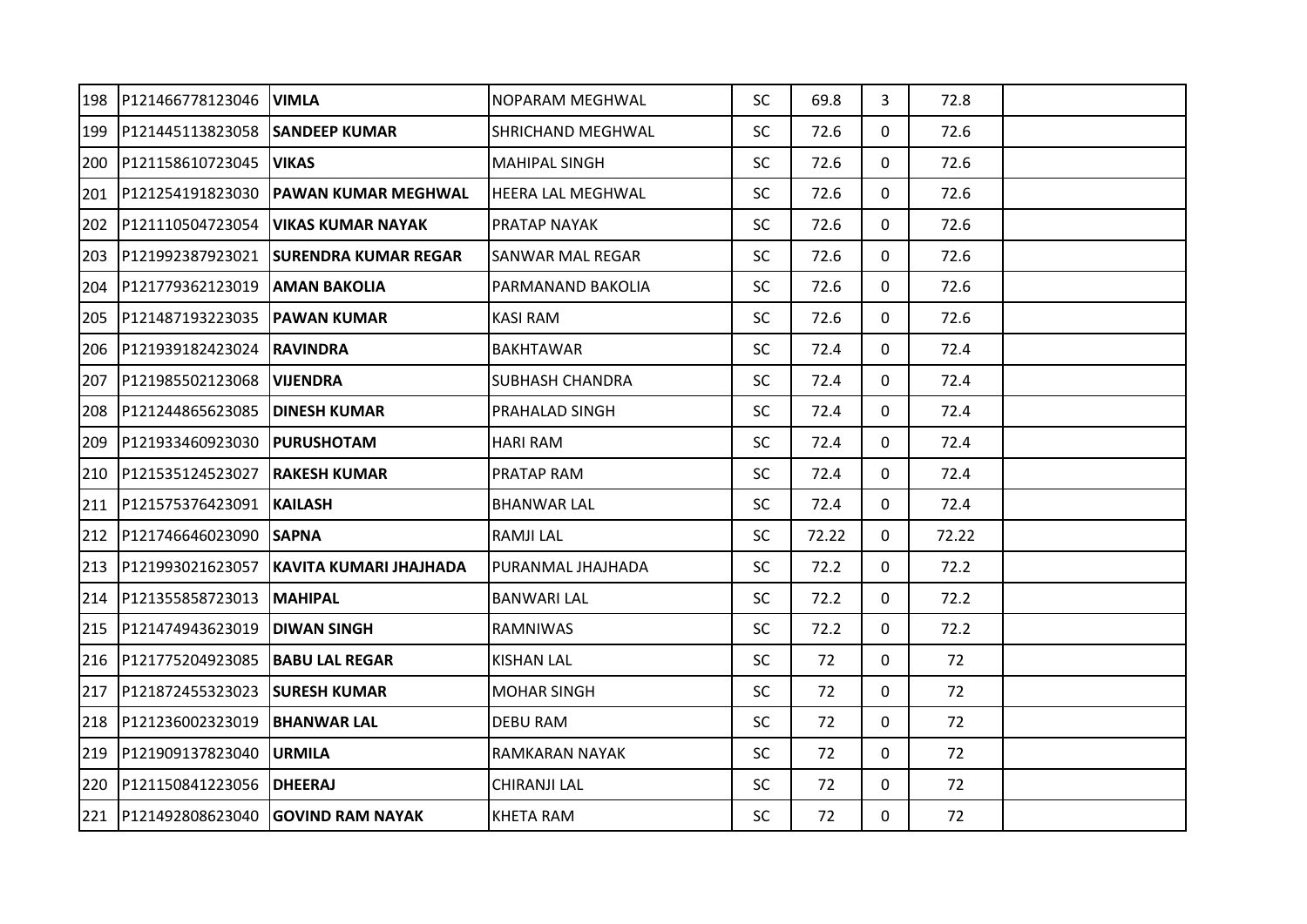| | | | | | | | | |
|---|---|---|---|---|---|---|---|---|
| 198 | P121466778123046 | **VIMLA** | NOPARAM MEGHWAL | SC | 69.8 | 3 | 72.8 | |
| 199 | P121445113823058 | **SANDEEP KUMAR** | SHRICHAND MEGHWAL | SC | 72.6 | 0 | 72.6 | |
| 200 | P121158610723045 | **VIKAS** | MAHIPAL SINGH | SC | 72.6 | 0 | 72.6 | |
| 201 | P121254191823030 | **PAWAN KUMAR MEGHWAL** | HEERA LAL MEGHWAL | SC | 72.6 | 0 | 72.6 | |
| 202 | P121110504723054 | **VIKAS KUMAR NAYAK** | PRATAP NAYAK | SC | 72.6 | 0 | 72.6 | |
| 203 | P121992387923021 | **SURENDRA KUMAR REGAR** | SANWAR MAL REGAR | SC | 72.6 | 0 | 72.6 | |
| 204 | P121779362123019 | **AMAN BAKOLIA** | PARMANAND BAKOLIA | SC | 72.6 | 0 | 72.6 | |
| 205 | P121487193223035 | **PAWAN KUMAR** | KASI RAM | SC | 72.6 | 0 | 72.6 | |
| 206 | P121939182423024 | **RAVINDRA** | BAKHTAWAR | SC | 72.4 | 0 | 72.4 | |
| 207 | P121985502123068 | **VIJENDRA** | SUBHASH CHANDRA | SC | 72.4 | 0 | 72.4 | |
| 208 | P121244865623085 | **DINESH KUMAR** | PRAHALAD SINGH | SC | 72.4 | 0 | 72.4 | |
| 209 | P121933460923030 | **PURUSHOTAM** | HARI RAM | SC | 72.4 | 0 | 72.4 | |
| 210 | P121535124523027 | **RAKESH KUMAR** | PRATAP RAM | SC | 72.4 | 0 | 72.4 | |
| 211 | P121575376423091 | **KAILASH** | BHANWAR LAL | SC | 72.4 | 0 | 72.4 | |
| 212 | P121746646023090 | **SAPNA** | RAMJI LAL | SC | 72.22 | 0 | 72.22 | |
| 213 | P121993021623057 | **KAVITA KUMARI JHAJHADA** | PURANMAL JHAJHADA | SC | 72.2 | 0 | 72.2 | |
| 214 | P121355858723013 | **MAHIPAL** | BANWARI LAL | SC | 72.2 | 0 | 72.2 | |
| 215 | P121474943623019 | **DIWAN SINGH** | RAMNIWAS | SC | 72.2 | 0 | 72.2 | |
| 216 | P121775204923085 | **BABU LAL REGAR** | KISHAN LAL | SC | 72 | 0 | 72 | |
| 217 | P121872455323023 | **SURESH KUMAR** | MOHAR SINGH | SC | 72 | 0 | 72 | |
| 218 | P121236002323019 | **BHANWAR LAL** | DEBU RAM | SC | 72 | 0 | 72 | |
| 219 | P121909137823040 | **URMILA** | RAMKARAN NAYAK | SC | 72 | 0 | 72 | |
| 220 | P121150841223056 | **DHEERAJ** | CHIRANJI LAL | SC | 72 | 0 | 72 | |
| 221 | P121492808623040 | **GOVIND RAM NAYAK** | KHETA RAM | SC | 72 | 0 | 72 | |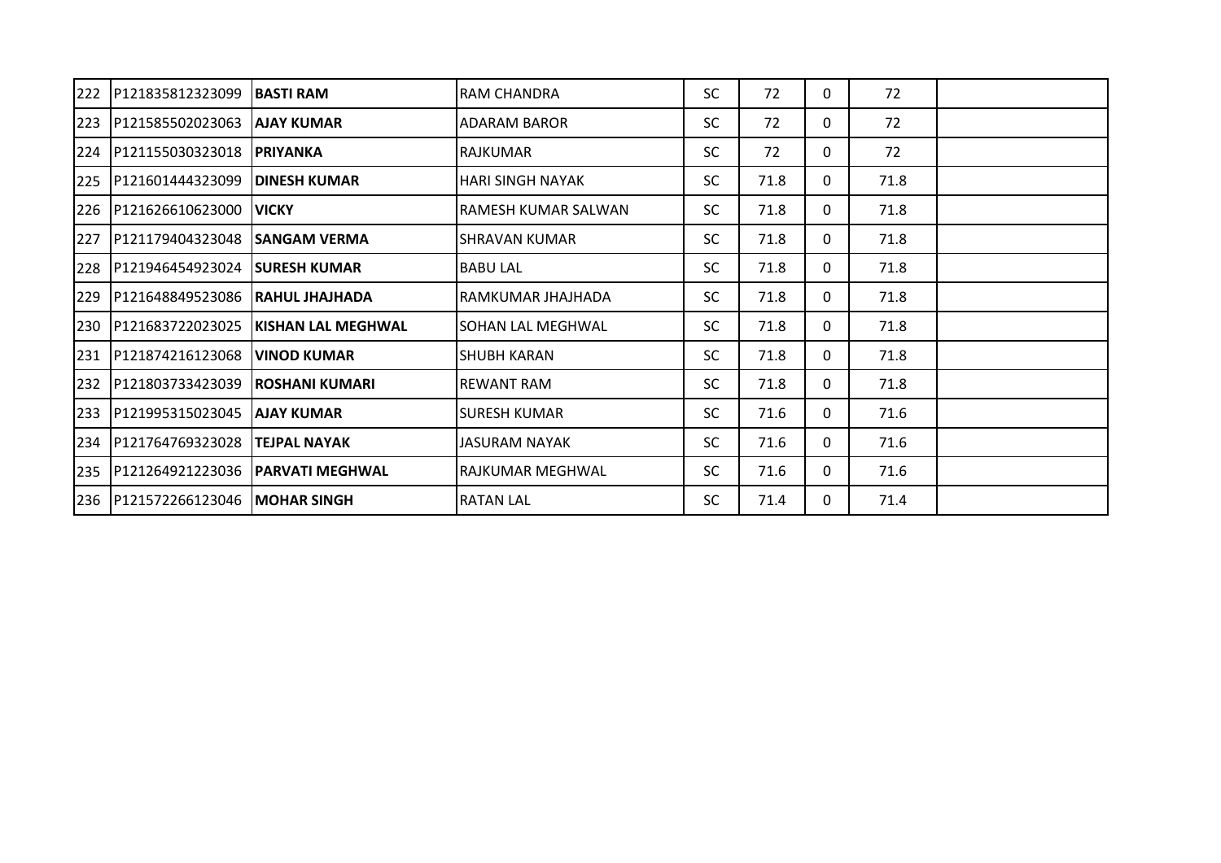| 222 | P121835812323099 | **BASTI RAM** | RAM CHANDRA | SC | 72 | 0 | 72 | |
|---|---|---|---|---|---|---|---|---|
| 223 | P121585502023063 | **AJAY KUMAR** | ADARAM BAROR | SC | 72 | 0 | 72 | |
| 224 | P121155030323018 | **PRIYANKA** | RAJKUMAR | SC | 72 | 0 | 72 | |
| 225 | P121601444323099 | **DINESH KUMAR** | HARI SINGH NAYAK | SC | 71.8 | 0 | 71.8 | |
| 226 | P121626610623000 | **VICKY** | RAMESH KUMAR SALWAN | SC | 71.8 | 0 | 71.8 | |
| 227 | P121179404323048 | **SANGAM VERMA** | SHRAVAN KUMAR | SC | 71.8 | 0 | 71.8 | |
| 228 | P121946454923024 | **SURESH KUMAR** | BABU LAL | SC | 71.8 | 0 | 71.8 | |
| 229 | P121648849523086 | **RAHUL JHAJHADA** | RAMKUMAR JHAJHADA | SC | 71.8 | 0 | 71.8 | |
| 230 | P121683722023025 | **KISHAN LAL MEGHWAL** | SOHAN LAL MEGHWAL | SC | 71.8 | 0 | 71.8 | |
| 231 | P121874216123068 | **VINOD KUMAR** | SHUBH KARAN | SC | 71.8 | 0 | 71.8 | |
| 232 | P121803733423039 | **ROSHANI KUMARI** | REWANT RAM | SC | 71.8 | 0 | 71.8 | |
| 233 | P121995315023045 | **AJAY KUMAR** | SURESH KUMAR | SC | 71.6 | 0 | 71.6 | |
| 234 | P121764769323028 | **TEJPAL NAYAK** | JASURAM NAYAK | SC | 71.6 | 0 | 71.6 | |
| 235 | P121264921223036 | **PARVATI MEGHWAL** | RAJKUMAR MEGHWAL | SC | 71.6 | 0 | 71.6 | |
| 236 | P121572266123046 | **MOHAR SINGH** | RATAN LAL | SC | 71.4 | 0 | 71.4 | |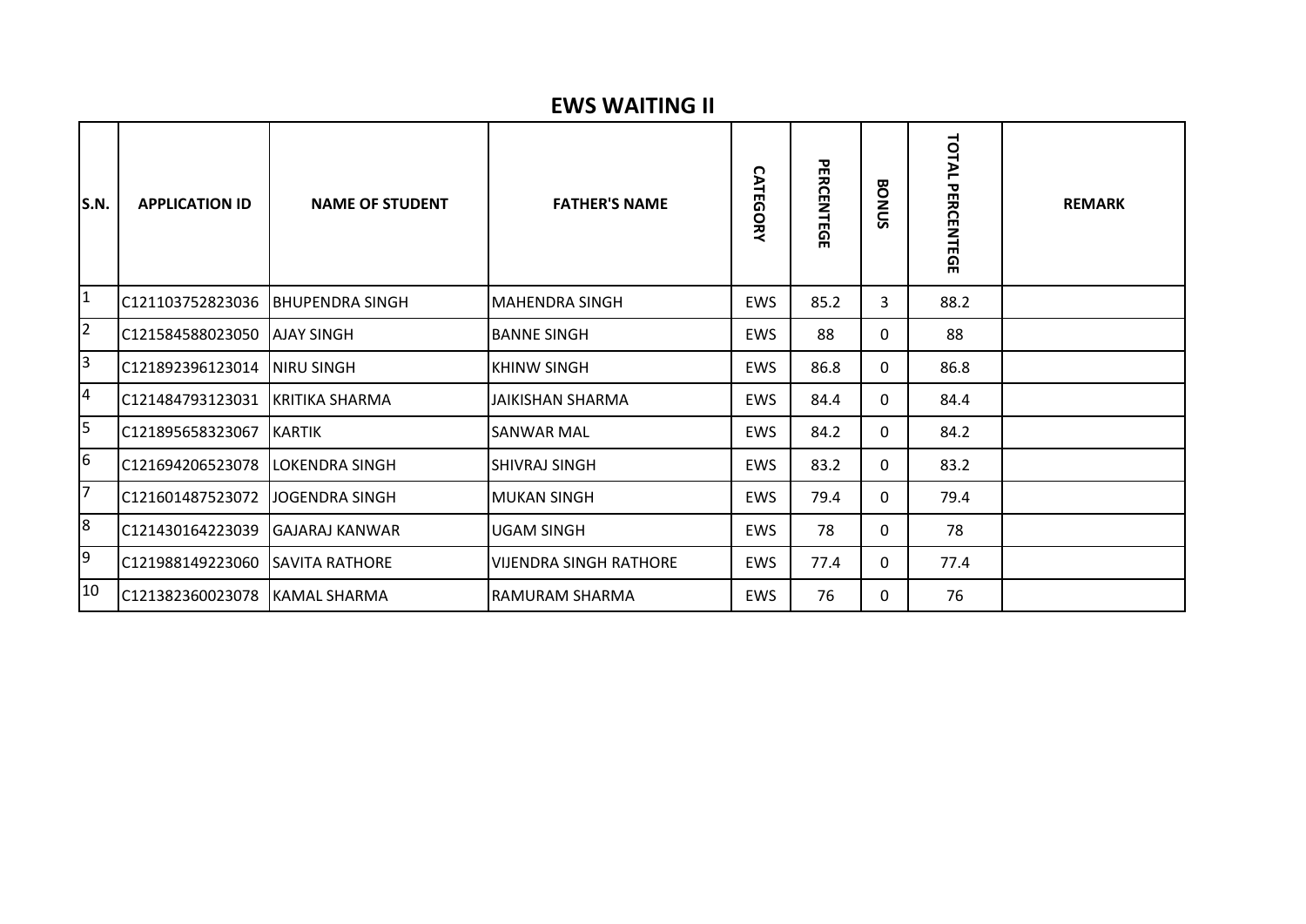## EWS WAITING II

| S.N. | APPLICATION ID | NAME OF STUDENT | FATHER'S NAME | CATEGORY | PERCENTEGE | BONUS | TOTAL PERCENTEGE | REMARK |
|---|---|---|---|---|---|---|---|---|
| 1 | C121103752823036 | BHUPENDRA SINGH | MAHENDRA SINGH | EWS | 85.2 | 3 | 88.2 | |
| 2 | C121584588023050 | AJAY SINGH | BANNE SINGH | EWS | 88 | 0 | 88 | |
| 3 | C121892396123014 | NIRU SINGH | KHINW SINGH | EWS | 86.8 | 0 | 86.8 | |
| 4 | C121484793123031 | KRITIKA SHARMA | JAIKISHAN SHARMA | EWS | 84.4 | 0 | 84.4 | |
| 5 | C121895658323067 | KARTIK | SANWAR MAL | EWS | 84.2 | 0 | 84.2 | |
| 6 | C121694206523078 | LOKENDRA SINGH | SHIVRAJ SINGH | EWS | 83.2 | 0 | 83.2 | |
| 7 | C121601487523072 | JOGENDRA SINGH | MUKAN SINGH | EWS | 79.4 | 0 | 79.4 | |
| 8 | C121430164223039 | GAJARAJ KANWAR | UGAM SINGH | EWS | 78 | 0 | 78 | |
| 9 | C121988149223060 | SAVITA RATHORE | VIJENDRA SINGH RATHORE | EWS | 77.4 | 0 | 77.4 | |
| 10 | C121382360023078 | KAMAL SHARMA | RAMURAM SHARMA | EWS | 76 | 0 | 76 | |